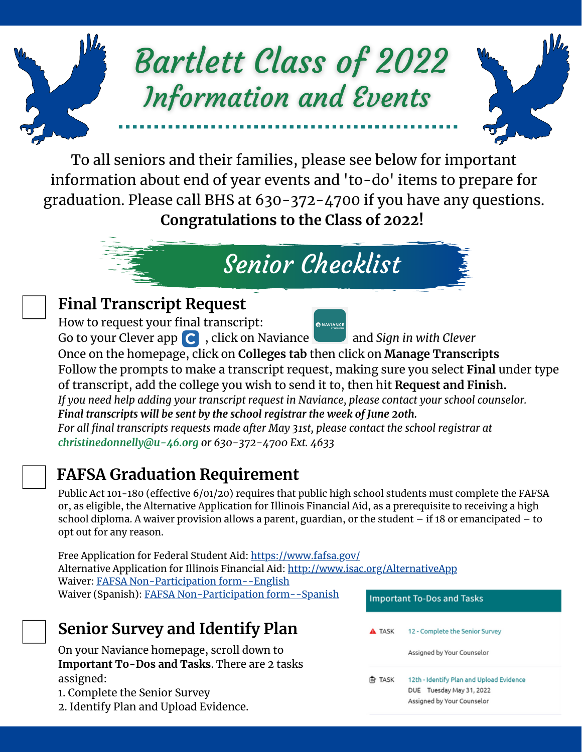# Bartlett Class of 2022
## Information and Events

To all seniors and their families, please see below for important information about end of year events and 'to-do' items to prepare for graduation. Please call BHS at 630-372-4700 if you have any questions.
**Congratulations to the Class of 2022!**

## Senior Checklist

### Final Transcript Request

How to request your final transcript:
Go to your Clever app , click on Naviance and *Sign in with Clever*
Once on the homepage, click on **Colleges tab** then click on **Manage Transcripts**
Follow the prompts to make a transcript request, making sure you select **Final** under type of transcript, add the college you wish to send it to, then hit **Request and Finish.**
*If you need help adding your transcript request in Naviance, please contact your school counselor.*
***Final transcripts will be sent by the school registrar the week of June 20th.***
*For all final transcripts requests made after May 31st, please contact the school registrar at* ***christinedonnelly@u-46.org*** *or 630-372-4700 Ext. 4633*

### FAFSA Graduation Requirement

Public Act 101-180 (effective 6/01/20) requires that public high school students must complete the FAFSA or, as eligible, the Alternative Application for Illinois Financial Aid, as a prerequisite to receiving a high school diploma. A waiver provision allows a parent, guardian, or the student – if 18 or emancipated – to opt out for any reason.

Free Application for Federal Student Aid: https://www.fafsa.gov/
Alternative Application for Illinois Financial Aid: http://www.isac.org/AlternativeApp
Waiver: FAFSA Non-Participation form--English
Waiver (Spanish): FAFSA Non-Participation form--Spanish

### Senior Survey and Identify Plan

On your Naviance homepage, scroll down to **Important To-Dos and Tasks**. There are 2 tasks assigned:

1. Complete the Senior Survey
2. Identify Plan and Upload Evidence.

**Important To-Dos and Tasks**

| | |
|---|---|
| TASK | 12 - Complete the Senior Survey<br>Assigned by Your Counselor |
| TASK | 12th - Identify Plan and Upload Evidence<br>DUE Tuesday May 31, 2022<br>Assigned by Your Counselor |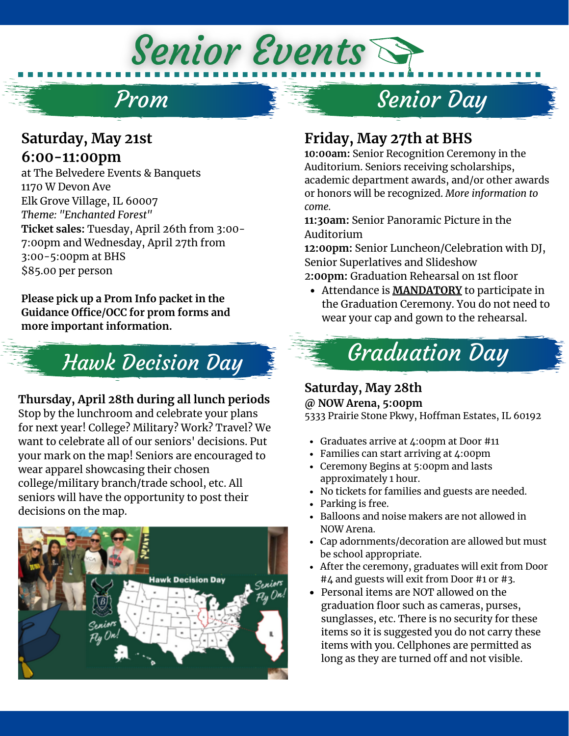# Senior Events

## Prom

**Saturday, May 21st**
**6:00-11:00pm**
at The Belvedere Events & Banquets
1170 W Devon Ave
Elk Grove Village, IL 60007
*Theme: "Enchanted Forest"*
**Ticket sales:** Tuesday, April 26th from 3:00-7:00pm and Wednesday, April 27th from 3:00-5:00pm at BHS
$85.00 per person

**Please pick up a Prom Info packet in the Guidance Office/OCC for prom forms and more important information.**

## Hawk Decision Day

**Thursday, April 28th during all lunch periods**
Stop by the lunchroom and celebrate your plans for next year! College? Military? Work? Travel? We want to celebrate all of our seniors' decisions. Put your mark on the map! Seniors are encouraged to wear apparel showcasing their chosen college/military branch/trade school, etc. All seniors will have the opportunity to post their decisions on the map.

## Senior Day

**Friday, May 27th at BHS**
**10:00am:** Senior Recognition Ceremony in the Auditorium. Seniors receiving scholarships, academic department awards, and/or other awards or honors will be recognized. *More information to come.*
**11:30am:** Senior Panoramic Picture in the Auditorium
**12:00pm:** Senior Luncheon/Celebration with DJ, Senior Superlatives and Slideshow
**2:00pm:** Graduation Rehearsal on 1st floor

- Attendance is **MANDATORY** to participate in the Graduation Ceremony. You do not need to wear your cap and gown to the rehearsal.

## Graduation Day

**Saturday, May 28th**
**@ NOW Arena, 5:00pm**
5333 Prairie Stone Pkwy, Hoffman Estates, IL 60192

- Graduates arrive at 4:00pm at Door #11
- Families can start arriving at 4:00pm
- Ceremony Begins at 5:00pm and lasts approximately 1 hour.
- No tickets for families and guests are needed.
- Parking is free.
- Balloons and noise makers are not allowed in NOW Arena.
- Cap adornments/decoration are allowed but must be school appropriate.
- After the ceremony, graduates will exit from Door #4 and guests will exit from Door #1 or #3.
- Personal items are NOT allowed on the graduation floor such as cameras, purses, sunglasses, etc. There is no security for these items so it is suggested you do not carry these items with you. Cellphones are permitted as long as they are turned off and not visible.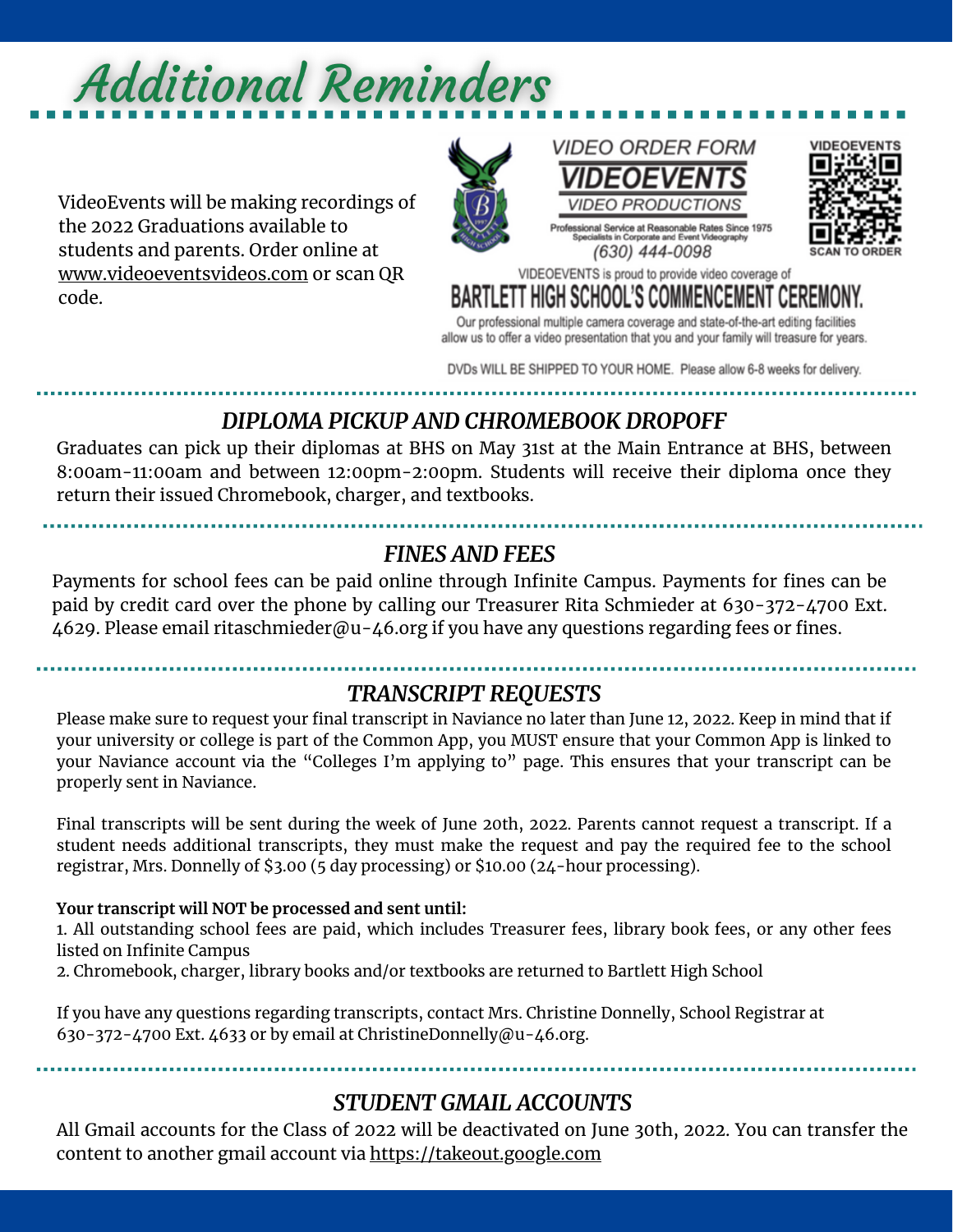# Additional Reminders

VideoEvents will be making recordings of the 2022 Graduations available to students and parents. Order online at www.videoeventsvideos.com or scan QR code.

VIDEO ORDER FORM

VIDEOEVENTS

VIDEO PRODUCTIONS

Professional Service at Reasonable Rates Since 1975
Specialists in Corporate and Event Videography
(630) 444-0098

VIDEOEVENTS

SCAN TO ORDER

VIDEOEVENTS is proud to provide video coverage of

BARTLETT HIGH SCHOOL'S COMMENCEMENT CEREMONY.

Our professional multiple camera coverage and state-of-the-art editing facilities allow us to offer a video presentation that you and your family will treasure for years.

DVDs WILL BE SHIPPED TO YOUR HOME. Please allow 6-8 weeks for delivery.

## *DIPLOMA PICKUP AND CHROMEBOOK DROPOFF*

Graduates can pick up their diplomas at BHS on May 31st at the Main Entrance at BHS, between 8:00am-11:00am and between 12:00pm-2:00pm. Students will receive their diploma once they return their issued Chromebook, charger, and textbooks.

## *FINES AND FEES*

Payments for school fees can be paid online through Infinite Campus. Payments for fines can be paid by credit card over the phone by calling our Treasurer Rita Schmieder at 630-372-4700 Ext. 4629. Please email ritaschmieder@u-46.org if you have any questions regarding fees or fines.

## *TRANSCRIPT REQUESTS*

Please make sure to request your final transcript in Naviance no later than June 12, 2022. Keep in mind that if your university or college is part of the Common App, you MUST ensure that your Common App is linked to your Naviance account via the "Colleges I'm applying to" page. This ensures that your transcript can be properly sent in Naviance.

Final transcripts will be sent during the week of June 20th, 2022. Parents cannot request a transcript. If a student needs additional transcripts, they must make the request and pay the required fee to the school registrar, Mrs. Donnelly of $3.00 (5 day processing) or $10.00 (24-hour processing).

**Your transcript will NOT be processed and sent until:**

1. All outstanding school fees are paid, which includes Treasurer fees, library book fees, or any other fees listed on Infinite Campus
2. Chromebook, charger, library books and/or textbooks are returned to Bartlett High School

If you have any questions regarding transcripts, contact Mrs. Christine Donnelly, School Registrar at 630-372-4700 Ext. 4633 or by email at ChristineDonnelly@u-46.org.

## *STUDENT GMAIL ACCOUNTS*

All Gmail accounts for the Class of 2022 will be deactivated on June 30th, 2022. You can transfer the content to another gmail account via https://takeout.google.com